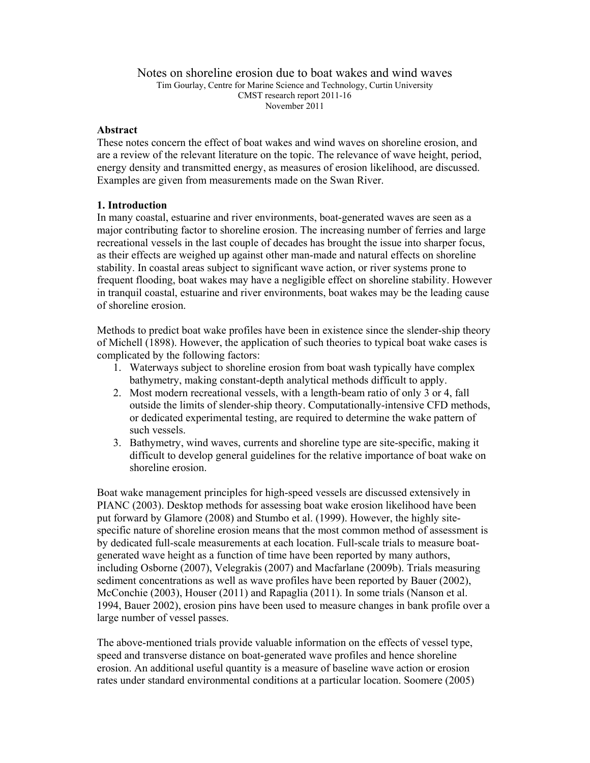# Notes on shoreline erosion due to boat wakes and wind waves

Tim Gourlay, Centre for Marine Science and Technology, Curtin University
CMST research report 2011-16
November 2011

**Abstract**

These notes concern the effect of boat wakes and wind waves on shoreline erosion, and are a review of the relevant literature on the topic. The relevance of wave height, period, energy density and transmitted energy, as measures of erosion likelihood, are discussed. Examples are given from measurements made on the Swan River.

## 1. Introduction

In many coastal, estuarine and river environments, boat-generated waves are seen as a major contributing factor to shoreline erosion. The increasing number of ferries and large recreational vessels in the last couple of decades has brought the issue into sharper focus, as their effects are weighed up against other man-made and natural effects on shoreline stability. In coastal areas subject to significant wave action, or river systems prone to frequent flooding, boat wakes may have a negligible effect on shoreline stability. However in tranquil coastal, estuarine and river environments, boat wakes may be the leading cause of shoreline erosion.

Methods to predict boat wake profiles have been in existence since the slender-ship theory of Michell (1898). However, the application of such theories to typical boat wake cases is complicated by the following factors:

1. Waterways subject to shoreline erosion from boat wash typically have complex bathymetry, making constant-depth analytical methods difficult to apply.
2. Most modern recreational vessels, with a length-beam ratio of only 3 or 4, fall outside the limits of slender-ship theory. Computationally-intensive CFD methods, or dedicated experimental testing, are required to determine the wake pattern of such vessels.
3. Bathymetry, wind waves, currents and shoreline type are site-specific, making it difficult to develop general guidelines for the relative importance of boat wake on shoreline erosion.

Boat wake management principles for high-speed vessels are discussed extensively in PIANC (2003). Desktop methods for assessing boat wake erosion likelihood have been put forward by Glamore (2008) and Stumbo et al. (1999). However, the highly site-specific nature of shoreline erosion means that the most common method of assessment is by dedicated full-scale measurements at each location. Full-scale trials to measure boat-generated wave height as a function of time have been reported by many authors, including Osborne (2007), Velegrakis (2007) and Macfarlane (2009b). Trials measuring sediment concentrations as well as wave profiles have been reported by Bauer (2002), McConchie (2003), Houser (2011) and Rapaglia (2011). In some trials (Nanson et al. 1994, Bauer 2002), erosion pins have been used to measure changes in bank profile over a large number of vessel passes.

The above-mentioned trials provide valuable information on the effects of vessel type, speed and transverse distance on boat-generated wave profiles and hence shoreline erosion. An additional useful quantity is a measure of baseline wave action or erosion rates under standard environmental conditions at a particular location. Soomere (2005)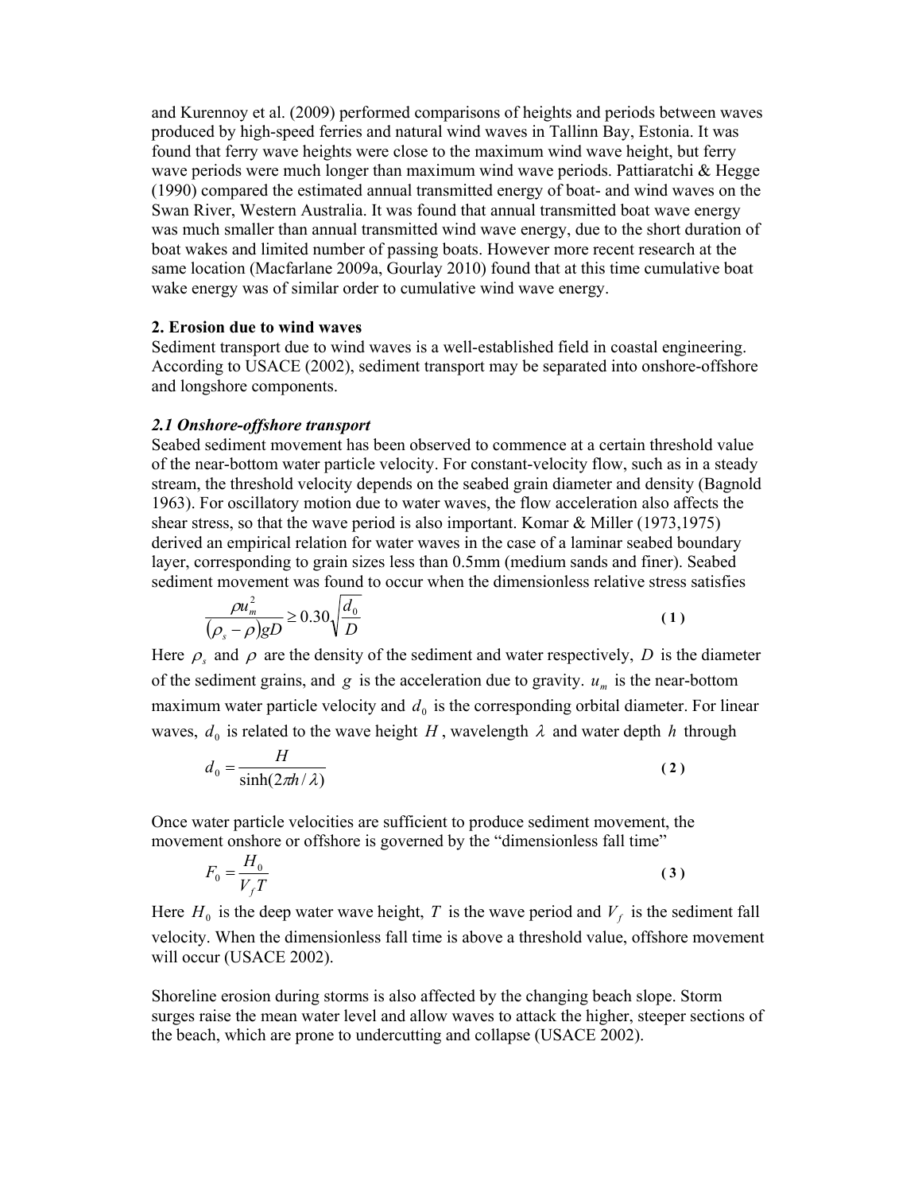and Kurennoy et al. (2009) performed comparisons of heights and periods between waves produced by high-speed ferries and natural wind waves in Tallinn Bay, Estonia. It was found that ferry wave heights were close to the maximum wind wave height, but ferry wave periods were much longer than maximum wind wave periods. Pattiaratchi & Hegge (1990) compared the estimated annual transmitted energy of boat- and wind waves on the Swan River, Western Australia. It was found that annual transmitted boat wave energy was much smaller than annual transmitted wind wave energy, due to the short duration of boat wakes and limited number of passing boats. However more recent research at the same location (Macfarlane 2009a, Gourlay 2010) found that at this time cumulative boat wake energy was of similar order to cumulative wind wave energy.

## 2. Erosion due to wind waves

Sediment transport due to wind waves is a well-established field in coastal engineering. According to USACE (2002), sediment transport may be separated into onshore-offshore and longshore components.

### *2.1 Onshore-offshore transport*

Seabed sediment movement has been observed to commence at a certain threshold value of the near-bottom water particle velocity. For constant-velocity flow, such as in a steady stream, the threshold velocity depends on the seabed grain diameter and density (Bagnold 1963). For oscillatory motion due to water waves, the flow acceleration also affects the shear stress, so that the wave period is also important. Komar & Miller (1973,1975) derived an empirical relation for water waves in the case of a laminar seabed boundary layer, corresponding to grain sizes less than 0.5mm (medium sands and finer). Seabed sediment movement was found to occur when the dimensionless relative stress satisfies

$$\frac{\rho u_m^2}{(\rho_s - \rho)gD} \geq 0.30\sqrt{\frac{d_0}{D}} \qquad (1)$$

Here $\rho_s$ and $\rho$ are the density of the sediment and water respectively, $D$ is the diameter of the sediment grains, and $g$ is the acceleration due to gravity. $u_m$ is the near-bottom maximum water particle velocity and $d_0$ is the corresponding orbital diameter. For linear waves, $d_0$ is related to the wave height $H$, wavelength $\lambda$ and water depth $h$ through

$$d_0 = \frac{H}{\sinh(2\pi h / \lambda)} \qquad (2)$$

Once water particle velocities are sufficient to produce sediment movement, the movement onshore or offshore is governed by the "dimensionless fall time"

$$F_0 = \frac{H_0}{V_f T} \qquad (3)$$

Here $H_0$ is the deep water wave height, $T$ is the wave period and $V_f$ is the sediment fall velocity. When the dimensionless fall time is above a threshold value, offshore movement will occur (USACE 2002).

Shoreline erosion during storms is also affected by the changing beach slope. Storm surges raise the mean water level and allow waves to attack the higher, steeper sections of the beach, which are prone to undercutting and collapse (USACE 2002).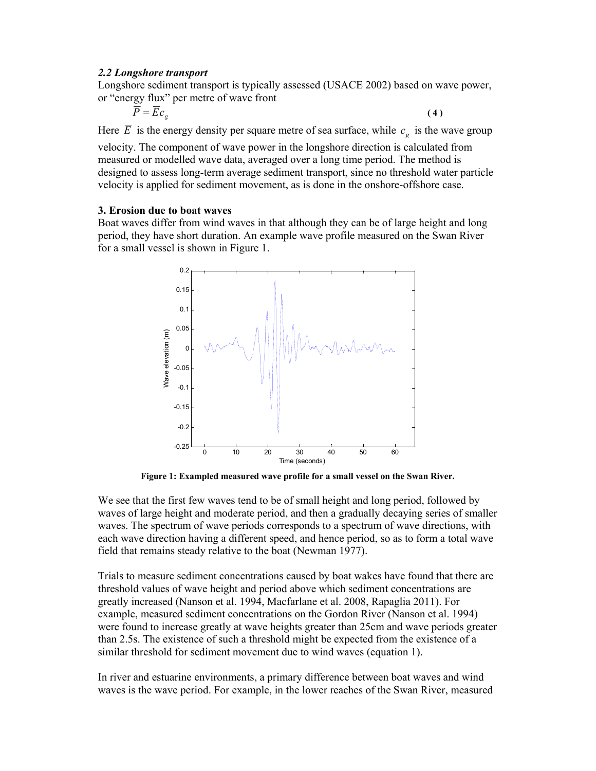### *2.2 Longshore transport*

Longshore sediment transport is typically assessed (USACE 2002) based on wave power, or "energy flux" per metre of wave front

$$\overline{P} = \overline{E} c_g \qquad (4)$$

Here $\overline{E}$ is the energy density per square metre of sea surface, while $c_g$ is the wave group velocity. The component of wave power in the longshore direction is calculated from measured or modelled wave data, averaged over a long time period. The method is designed to assess long-term average sediment transport, since no threshold water particle velocity is applied for sediment movement, as is done in the onshore-offshore case.

## 3. Erosion due to boat waves

Boat waves differ from wind waves in that although they can be of large height and long period, they have short duration. An example wave profile measured on the Swan River for a small vessel is shown in Figure 1.

**Figure 1: Exampled measured wave profile for a small vessel on the Swan River.**

We see that the first few waves tend to be of small height and long period, followed by waves of large height and moderate period, and then a gradually decaying series of smaller waves. The spectrum of wave periods corresponds to a spectrum of wave directions, with each wave direction having a different speed, and hence period, so as to form a total wave field that remains steady relative to the boat (Newman 1977).

Trials to measure sediment concentrations caused by boat wakes have found that there are threshold values of wave height and period above which sediment concentrations are greatly increased (Nanson et al. 1994, Macfarlane et al. 2008, Rapaglia 2011). For example, measured sediment concentrations on the Gordon River (Nanson et al. 1994) were found to increase greatly at wave heights greater than 25cm and wave periods greater than 2.5s. The existence of such a threshold might be expected from the existence of a similar threshold for sediment movement due to wind waves (equation 1).

In river and estuarine environments, a primary difference between boat waves and wind waves is the wave period. For example, in the lower reaches of the Swan River, measured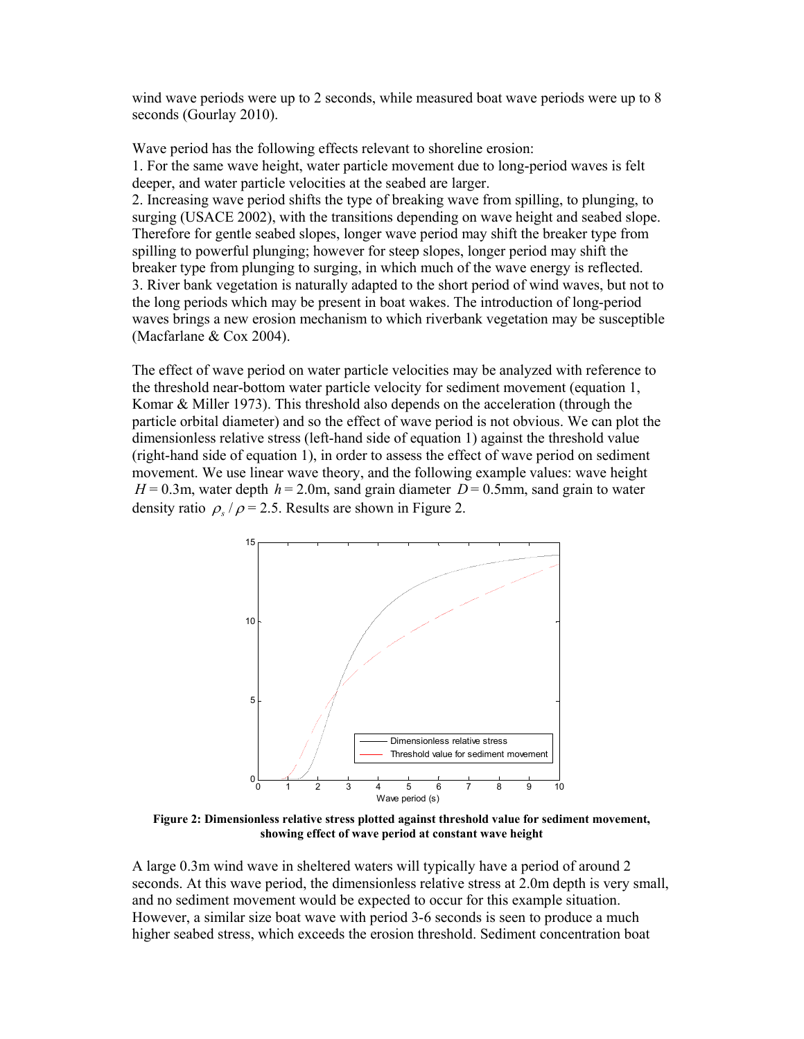wind wave periods were up to 2 seconds, while measured boat wave periods were up to 8 seconds (Gourlay 2010).

Wave period has the following effects relevant to shoreline erosion:

1. For the same wave height, water particle movement due to long-period waves is felt deeper, and water particle velocities at the seabed are larger.
2. Increasing wave period shifts the type of breaking wave from spilling, to plunging, to surging (USACE 2002), with the transitions depending on wave height and seabed slope. Therefore for gentle seabed slopes, longer wave period may shift the breaker type from spilling to powerful plunging; however for steep slopes, longer period may shift the breaker type from plunging to surging, in which much of the wave energy is reflected.
3. River bank vegetation is naturally adapted to the short period of wind waves, but not to the long periods which may be present in boat wakes. The introduction of long-period waves brings a new erosion mechanism to which riverbank vegetation may be susceptible (Macfarlane & Cox 2004).

The effect of wave period on water particle velocities may be analyzed with reference to the threshold near-bottom water particle velocity for sediment movement (equation 1, Komar & Miller 1973). This threshold also depends on the acceleration (through the particle orbital diameter) and so the effect of wave period is not obvious. We can plot the dimensionless relative stress (left-hand side of equation 1) against the threshold value (right-hand side of equation 1), in order to assess the effect of wave period on sediment movement. We use linear wave theory, and the following example values: wave height $H$ = 0.3m, water depth $h$ = 2.0m, sand grain diameter $D$ = 0.5mm, sand grain to water density ratio $\rho_s / \rho$ = 2.5. Results are shown in Figure 2.

**Figure 2: Dimensionless relative stress plotted against threshold value for sediment movement, showing effect of wave period at constant wave height**

A large 0.3m wind wave in sheltered waters will typically have a period of around 2 seconds. At this wave period, the dimensionless relative stress at 2.0m depth is very small, and no sediment movement would be expected to occur for this example situation. However, a similar size boat wave with period 3-6 seconds is seen to produce a much higher seabed stress, which exceeds the erosion threshold. Sediment concentration boat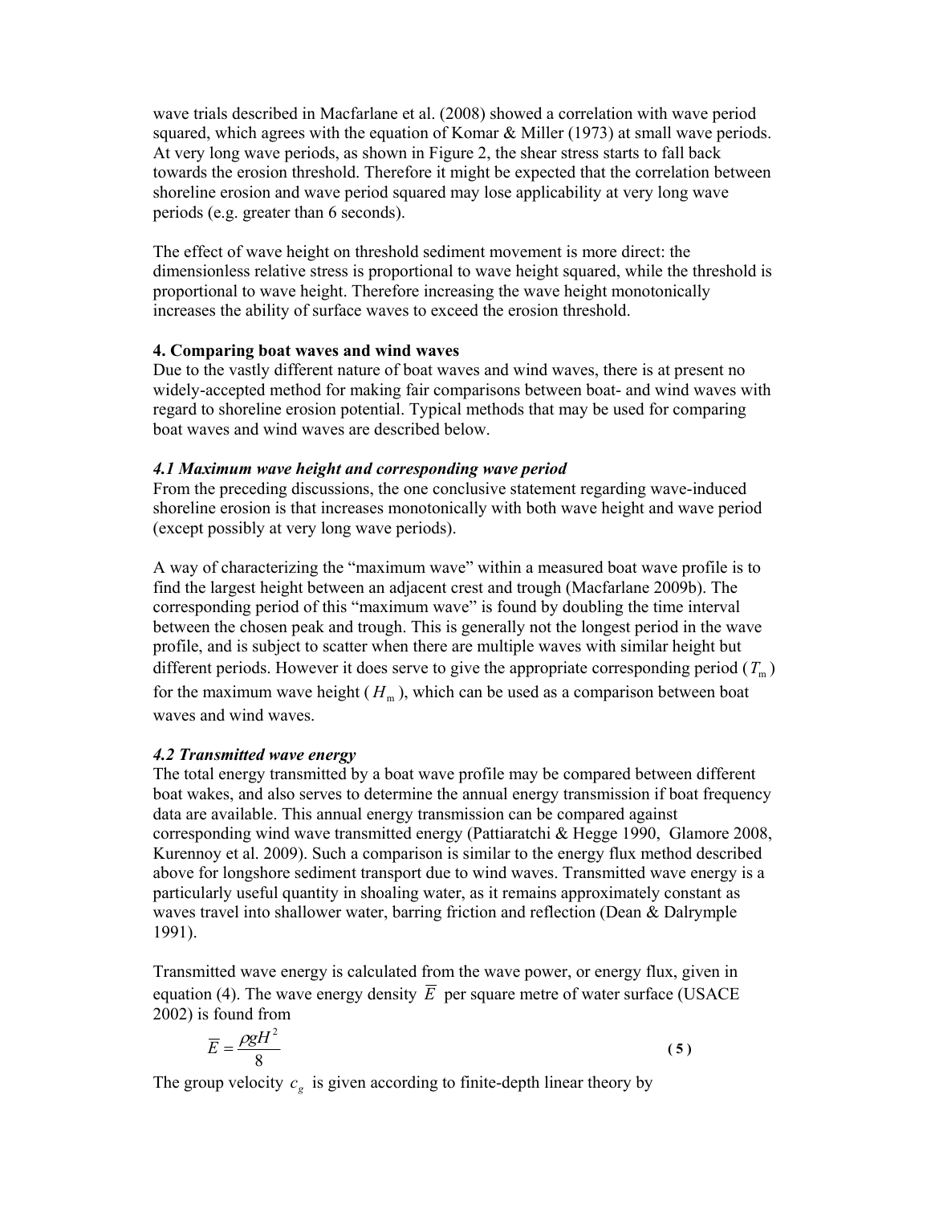wave trials described in Macfarlane et al. (2008) showed a correlation with wave period squared, which agrees with the equation of Komar & Miller (1973) at small wave periods. At very long wave periods, as shown in Figure 2, the shear stress starts to fall back towards the erosion threshold. Therefore it might be expected that the correlation between shoreline erosion and wave period squared may lose applicability at very long wave periods (e.g. greater than 6 seconds).

The effect of wave height on threshold sediment movement is more direct: the dimensionless relative stress is proportional to wave height squared, while the threshold is proportional to wave height. Therefore increasing the wave height monotonically increases the ability of surface waves to exceed the erosion threshold.

## 4. Comparing boat waves and wind waves

Due to the vastly different nature of boat waves and wind waves, there is at present no widely-accepted method for making fair comparisons between boat- and wind waves with regard to shoreline erosion potential. Typical methods that may be used for comparing boat waves and wind waves are described below.

### *4.1 Maximum wave height and corresponding wave period*

From the preceding discussions, the one conclusive statement regarding wave-induced shoreline erosion is that increases monotonically with both wave height and wave period (except possibly at very long wave periods).

A way of characterizing the "maximum wave" within a measured boat wave profile is to find the largest height between an adjacent crest and trough (Macfarlane 2009b). The corresponding period of this "maximum wave" is found by doubling the time interval between the chosen peak and trough. This is generally not the longest period in the wave profile, and is subject to scatter when there are multiple waves with similar height but different periods. However it does serve to give the appropriate corresponding period ($T_{\mathrm{m}}$) for the maximum wave height ($H_{\mathrm{m}}$), which can be used as a comparison between boat waves and wind waves.

### *4.2 Transmitted wave energy*

The total energy transmitted by a boat wave profile may be compared between different boat wakes, and also serves to determine the annual energy transmission if boat frequency data are available. This annual energy transmission can be compared against corresponding wind wave transmitted energy (Pattiaratchi & Hegge 1990, Glamore 2008, Kurennoy et al. 2009). Such a comparison is similar to the energy flux method described above for longshore sediment transport due to wind waves. Transmitted wave energy is a particularly useful quantity in shoaling water, as it remains approximately constant as waves travel into shallower water, barring friction and reflection (Dean & Dalrymple 1991).

Transmitted wave energy is calculated from the wave power, or energy flux, given in equation (4). The wave energy density $\overline{E}$ per square metre of water surface (USACE 2002) is found from

$$\overline{E} = \frac{\rho g H^2}{8} \tag{5}$$

The group velocity $c_g$ is given according to finite-depth linear theory by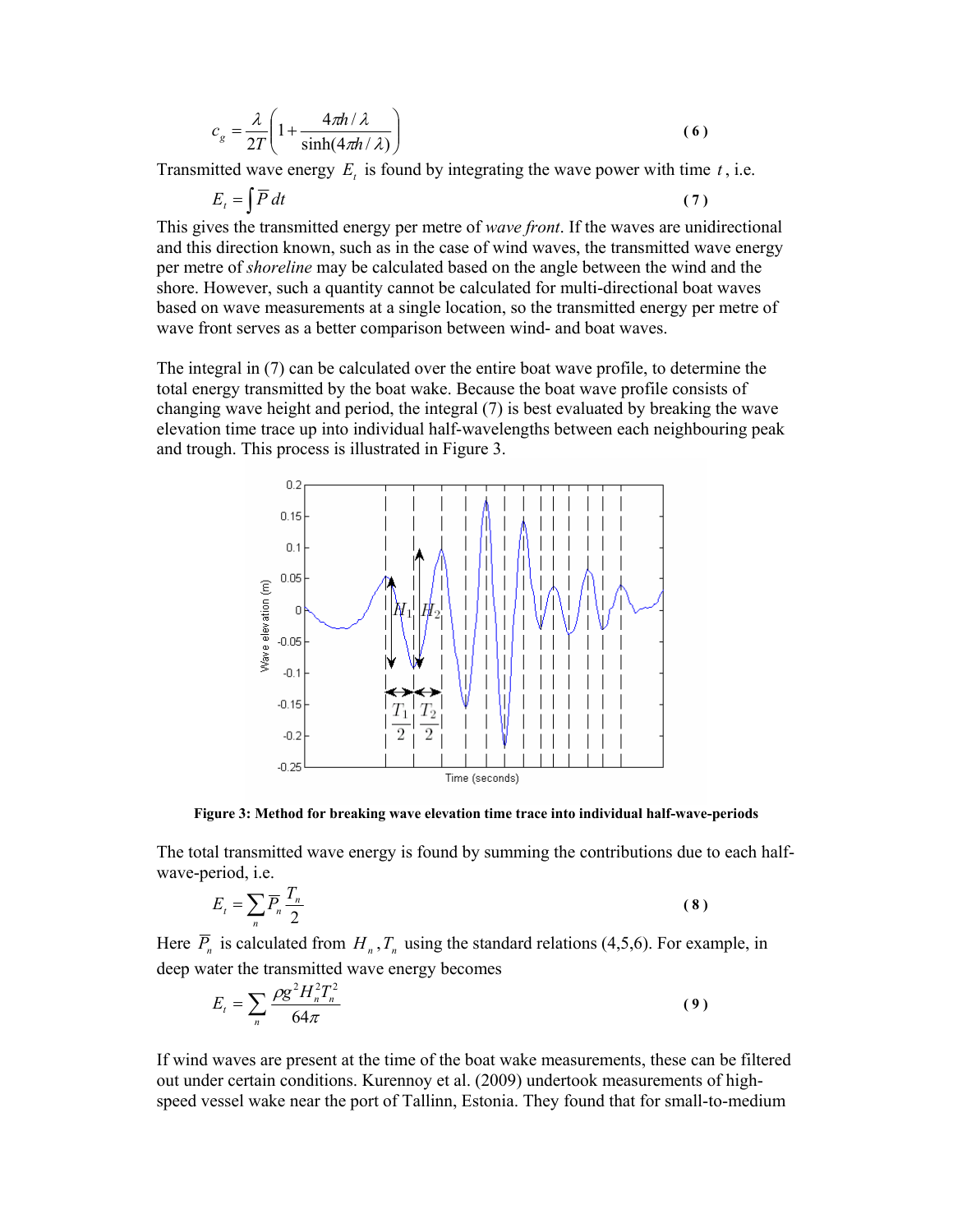$$c_g = \frac{\lambda}{2T}\left(1 + \frac{4\pi h/\lambda}{\sinh(4\pi h/\lambda)}\right) \quad (6)$$

Transmitted wave energy $E_t$ is found by integrating the wave power with time $t$, i.e.

$$E_t = \int \overline{P}\, dt \quad (7)$$

This gives the transmitted energy per metre of *wave front*. If the waves are unidirectional and this direction known, such as in the case of wind waves, the transmitted wave energy per metre of *shoreline* may be calculated based on the angle between the wind and the shore. However, such a quantity cannot be calculated for multi-directional boat waves based on wave measurements at a single location, so the transmitted energy per metre of wave front serves as a better comparison between wind- and boat waves.

The integral in (7) can be calculated over the entire boat wave profile, to determine the total energy transmitted by the boat wake. Because the boat wave profile consists of changing wave height and period, the integral (7) is best evaluated by breaking the wave elevation time trace up into individual half-wavelengths between each neighbouring peak and trough. This process is illustrated in Figure 3.

**Figure 3: Method for breaking wave elevation time trace into individual half-wave-periods**

The total transmitted wave energy is found by summing the contributions due to each half-wave-period, i.e.

$$E_t = \sum_n \overline{P}_n \frac{T_n}{2} \quad (8)$$

Here $\overline{P}_n$ is calculated from $H_n, T_n$ using the standard relations (4,5,6). For example, in deep water the transmitted wave energy becomes

$$E_t = \sum_n \frac{\rho g^2 H_n^2 T_n^2}{64\pi} \quad (9)$$

If wind waves are present at the time of the boat wake measurements, these can be filtered out under certain conditions. Kurennoy et al. (2009) undertook measurements of high-speed vessel wake near the port of Tallinn, Estonia. They found that for small-to-medium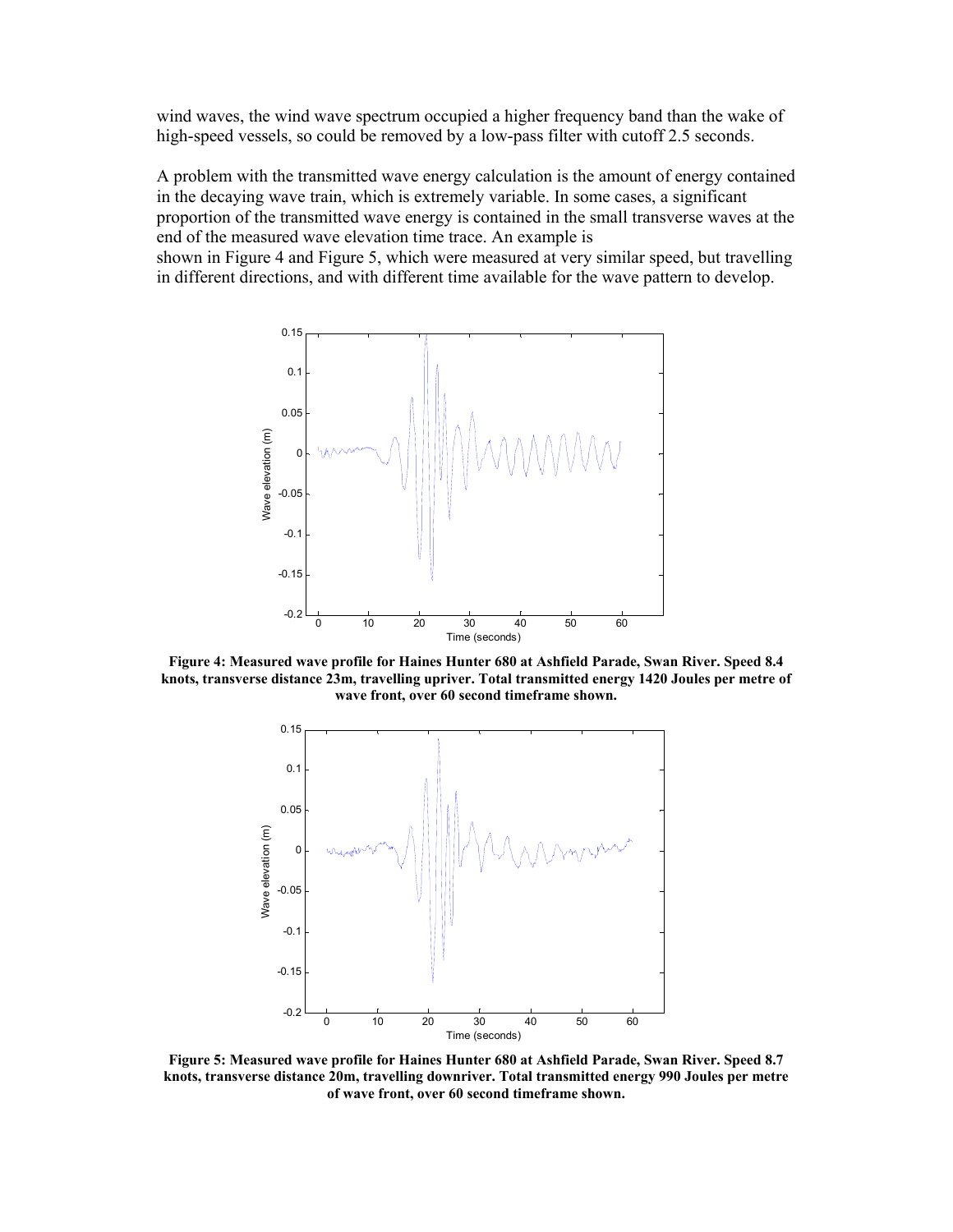wind waves, the wind wave spectrum occupied a higher frequency band than the wake of high-speed vessels, so could be removed by a low-pass filter with cutoff 2.5 seconds.

A problem with the transmitted wave energy calculation is the amount of energy contained in the decaying wave train, which is extremely variable. In some cases, a significant proportion of the transmitted wave energy is contained in the small transverse waves at the end of the measured wave elevation time trace. An example is shown in Figure 4 and Figure 5, which were measured at very similar speed, but travelling in different directions, and with different time available for the wave pattern to develop.

**Figure 4: Measured wave profile for Haines Hunter 680 at Ashfield Parade, Swan River. Speed 8.4 knots, transverse distance 23m, travelling upriver. Total transmitted energy 1420 Joules per metre of wave front, over 60 second timeframe shown.**

**Figure 5: Measured wave profile for Haines Hunter 680 at Ashfield Parade, Swan River. Speed 8.7 knots, transverse distance 20m, travelling downriver. Total transmitted energy 990 Joules per metre of wave front, over 60 second timeframe shown.**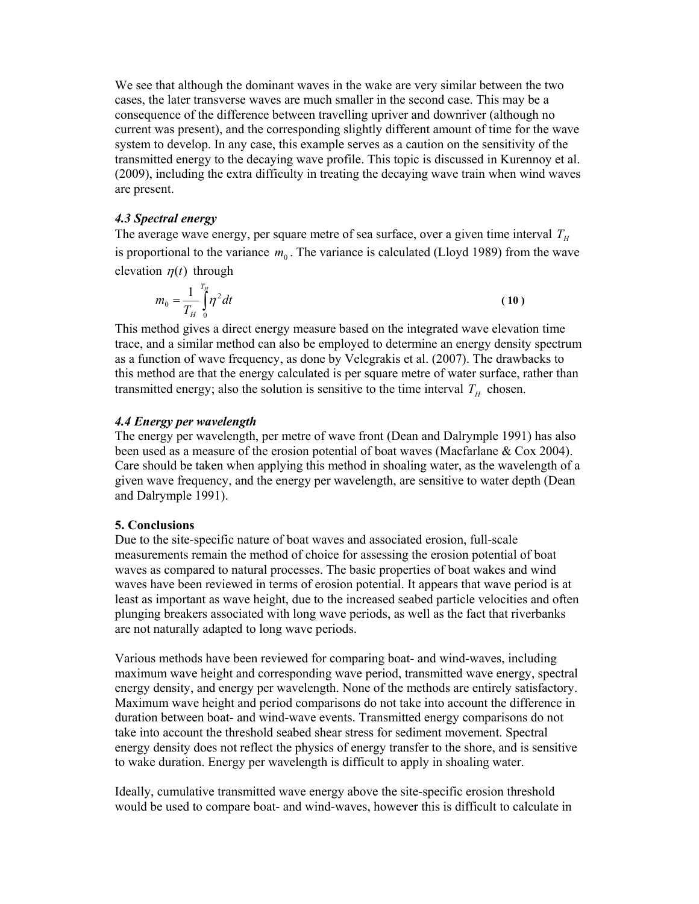We see that although the dominant waves in the wake are very similar between the two cases, the later transverse waves are much smaller in the second case. This may be a consequence of the difference between travelling upriver and downriver (although no current was present), and the corresponding slightly different amount of time for the wave system to develop. In any case, this example serves as a caution on the sensitivity of the transmitted energy to the decaying wave profile. This topic is discussed in Kurennoy et al. (2009), including the extra difficulty in treating the decaying wave train when wind waves are present.

### *4.3 Spectral energy*

The average wave energy, per square metre of sea surface, over a given time interval $T_H$ is proportional to the variance $m_0$. The variance is calculated (Lloyd 1989) from the wave elevation $\eta(t)$ through

$$m_0 = \frac{1}{T_H} \int_0^{T_H} \eta^2 dt \qquad (10)$$

This method gives a direct energy measure based on the integrated wave elevation time trace, and a similar method can also be employed to determine an energy density spectrum as a function of wave frequency, as done by Velegrakis et al. (2007). The drawbacks to this method are that the energy calculated is per square metre of water surface, rather than transmitted energy; also the solution is sensitive to the time interval $T_H$ chosen.

### *4.4 Energy per wavelength*

The energy per wavelength, per metre of wave front (Dean and Dalrymple 1991) has also been used as a measure of the erosion potential of boat waves (Macfarlane & Cox 2004). Care should be taken when applying this method in shoaling water, as the wavelength of a given wave frequency, and the energy per wavelength, are sensitive to water depth (Dean and Dalrymple 1991).

## 5. Conclusions

Due to the site-specific nature of boat waves and associated erosion, full-scale measurements remain the method of choice for assessing the erosion potential of boat waves as compared to natural processes. The basic properties of boat wakes and wind waves have been reviewed in terms of erosion potential. It appears that wave period is at least as important as wave height, due to the increased seabed particle velocities and often plunging breakers associated with long wave periods, as well as the fact that riverbanks are not naturally adapted to long wave periods.

Various methods have been reviewed for comparing boat- and wind-waves, including maximum wave height and corresponding wave period, transmitted wave energy, spectral energy density, and energy per wavelength. None of the methods are entirely satisfactory. Maximum wave height and period comparisons do not take into account the difference in duration between boat- and wind-wave events. Transmitted energy comparisons do not take into account the threshold seabed shear stress for sediment movement. Spectral energy density does not reflect the physics of energy transfer to the shore, and is sensitive to wake duration. Energy per wavelength is difficult to apply in shoaling water.

Ideally, cumulative transmitted wave energy above the site-specific erosion threshold would be used to compare boat- and wind-waves, however this is difficult to calculate in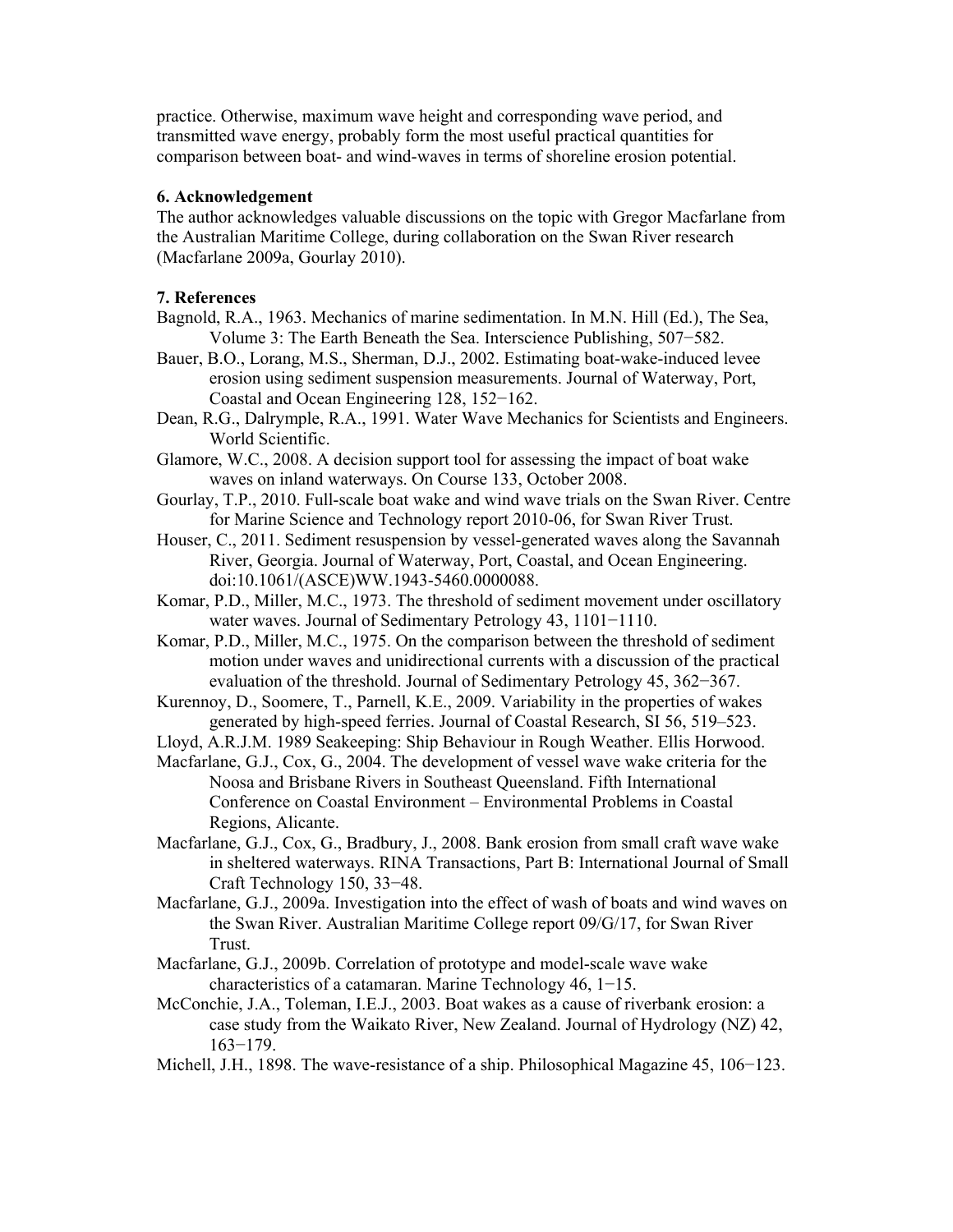practice. Otherwise, maximum wave height and corresponding wave period, and transmitted wave energy, probably form the most useful practical quantities for comparison between boat- and wind-waves in terms of shoreline erosion potential.

**6. Acknowledgement**

The author acknowledges valuable discussions on the topic with Gregor Macfarlane from the Australian Maritime College, during collaboration on the Swan River research (Macfarlane 2009a, Gourlay 2010).

**7. References**

Bagnold, R.A., 1963. Mechanics of marine sedimentation. In M.N. Hill (Ed.), The Sea, Volume 3: The Earth Beneath the Sea. Interscience Publishing, 507−582.

Bauer, B.O., Lorang, M.S., Sherman, D.J., 2002. Estimating boat-wake-induced levee erosion using sediment suspension measurements. Journal of Waterway, Port, Coastal and Ocean Engineering 128, 152−162.

Dean, R.G., Dalrymple, R.A., 1991. Water Wave Mechanics for Scientists and Engineers. World Scientific.

Glamore, W.C., 2008. A decision support tool for assessing the impact of boat wake waves on inland waterways. On Course 133, October 2008.

Gourlay, T.P., 2010. Full-scale boat wake and wind wave trials on the Swan River. Centre for Marine Science and Technology report 2010-06, for Swan River Trust.

Houser, C., 2011. Sediment resuspension by vessel-generated waves along the Savannah River, Georgia. Journal of Waterway, Port, Coastal, and Ocean Engineering. doi:10.1061/(ASCE)WW.1943-5460.0000088.

Komar, P.D., Miller, M.C., 1973. The threshold of sediment movement under oscillatory water waves. Journal of Sedimentary Petrology 43, 1101−1110.

Komar, P.D., Miller, M.C., 1975. On the comparison between the threshold of sediment motion under waves and unidirectional currents with a discussion of the practical evaluation of the threshold. Journal of Sedimentary Petrology 45, 362−367.

Kurennoy, D., Soomere, T., Parnell, K.E., 2009. Variability in the properties of wakes generated by high-speed ferries. Journal of Coastal Research, SI 56, 519–523.

Lloyd, A.R.J.M. 1989 Seakeeping: Ship Behaviour in Rough Weather. Ellis Horwood.

Macfarlane, G.J., Cox, G., 2004. The development of vessel wave wake criteria for the Noosa and Brisbane Rivers in Southeast Queensland. Fifth International Conference on Coastal Environment – Environmental Problems in Coastal Regions, Alicante.

Macfarlane, G.J., Cox, G., Bradbury, J., 2008. Bank erosion from small craft wave wake in sheltered waterways. RINA Transactions, Part B: International Journal of Small Craft Technology 150, 33−48.

Macfarlane, G.J., 2009a. Investigation into the effect of wash of boats and wind waves on the Swan River. Australian Maritime College report 09/G/17, for Swan River Trust.

Macfarlane, G.J., 2009b. Correlation of prototype and model-scale wave wake characteristics of a catamaran. Marine Technology 46, 1−15.

McConchie, J.A., Toleman, I.E.J., 2003. Boat wakes as a cause of riverbank erosion: a case study from the Waikato River, New Zealand. Journal of Hydrology (NZ) 42, 163−179.

Michell, J.H., 1898. The wave-resistance of a ship. Philosophical Magazine 45, 106−123.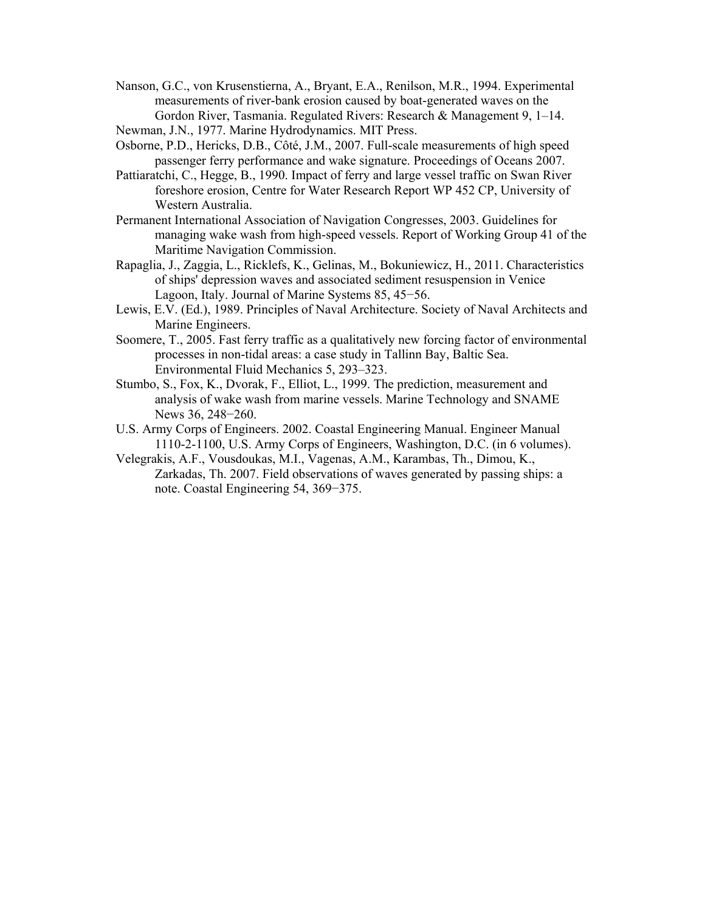Nanson, G.C., von Krusenstierna, A., Bryant, E.A., Renilson, M.R., 1994. Experimental measurements of river-bank erosion caused by boat-generated waves on the Gordon River, Tasmania. Regulated Rivers: Research & Management 9, 1–14.

Newman, J.N., 1977. Marine Hydrodynamics. MIT Press.

Osborne, P.D., Hericks, D.B., Côté, J.M., 2007. Full-scale measurements of high speed passenger ferry performance and wake signature. Proceedings of Oceans 2007.

Pattiaratchi, C., Hegge, B., 1990. Impact of ferry and large vessel traffic on Swan River foreshore erosion, Centre for Water Research Report WP 452 CP, University of Western Australia.

Permanent International Association of Navigation Congresses, 2003. Guidelines for managing wake wash from high-speed vessels. Report of Working Group 41 of the Maritime Navigation Commission.

Rapaglia, J., Zaggia, L., Ricklefs, K., Gelinas, M., Bokuniewicz, H., 2011. Characteristics of ships' depression waves and associated sediment resuspension in Venice Lagoon, Italy. Journal of Marine Systems 85, 45−56.

Lewis, E.V. (Ed.), 1989. Principles of Naval Architecture. Society of Naval Architects and Marine Engineers.

Soomere, T., 2005. Fast ferry traffic as a qualitatively new forcing factor of environmental processes in non-tidal areas: a case study in Tallinn Bay, Baltic Sea. Environmental Fluid Mechanics 5, 293–323.

Stumbo, S., Fox, K., Dvorak, F., Elliot, L., 1999. The prediction, measurement and analysis of wake wash from marine vessels. Marine Technology and SNAME News 36, 248−260.

U.S. Army Corps of Engineers. 2002. Coastal Engineering Manual. Engineer Manual 1110-2-1100, U.S. Army Corps of Engineers, Washington, D.C. (in 6 volumes).

Velegrakis, A.F., Vousdoukas, M.I., Vagenas, A.M., Karambas, Th., Dimou, K., Zarkadas, Th. 2007. Field observations of waves generated by passing ships: a note. Coastal Engineering 54, 369−375.